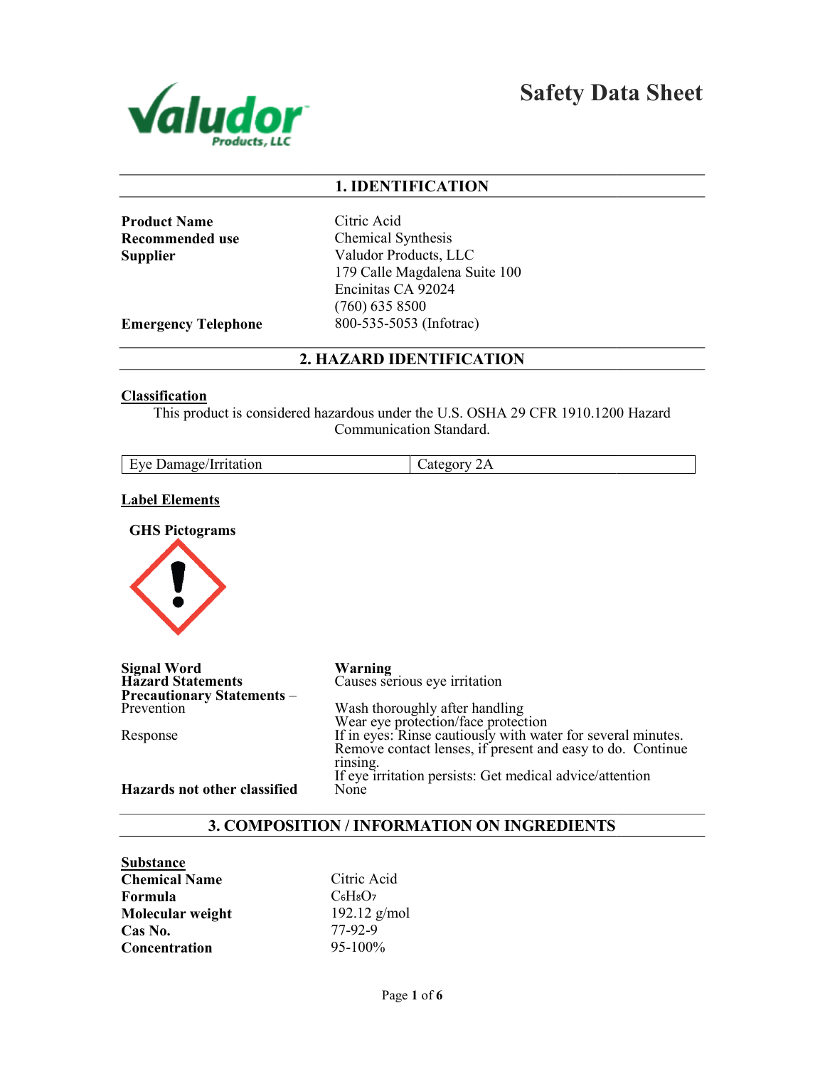# Safety Data Sheet

Valudor Products, LLC

## 1. IDENTIFICATION

**Product Name** Citric Acid
**Recommended use** Chemical Synthesis
**Supplier** Valudor Products, LLC
179 Calle Magdalena Suite 100
Encinitas CA 92024
(760) 635 8500
**Emergency Telephone** 800-535-5053 (Infotrac)

## 2. HAZARD IDENTIFICATION

**Classification**

This product is considered hazardous under the U.S. OSHA 29 CFR 1910.1200 Hazard Communication Standard.

| Eye Damage/Irritation | Category 2A |
|---|---|

**Label Elements**

**GHS Pictograms**

**Signal Word** Warning
**Hazard Statements** Causes serious eye irritation
**Precautionary Statements –**
Prevention
Wash thoroughly after handling
Wear eye protection/face protection

Response
If in eyes: Rinse cautiously with water for several minutes. Remove contact lenses, if present and easy to do. Continue rinsing.
If eye irritation persists: Get medical advice/attention

**Hazards not other classified** None

## 3. COMPOSITION / INFORMATION ON INGREDIENTS

**Substance**

**Chemical Name** Citric Acid
**Formula** $C_6H_8O_7$
**Molecular weight** 192.12 g/mol
**Cas No.** 77-92-9
**Concentration** 95-100%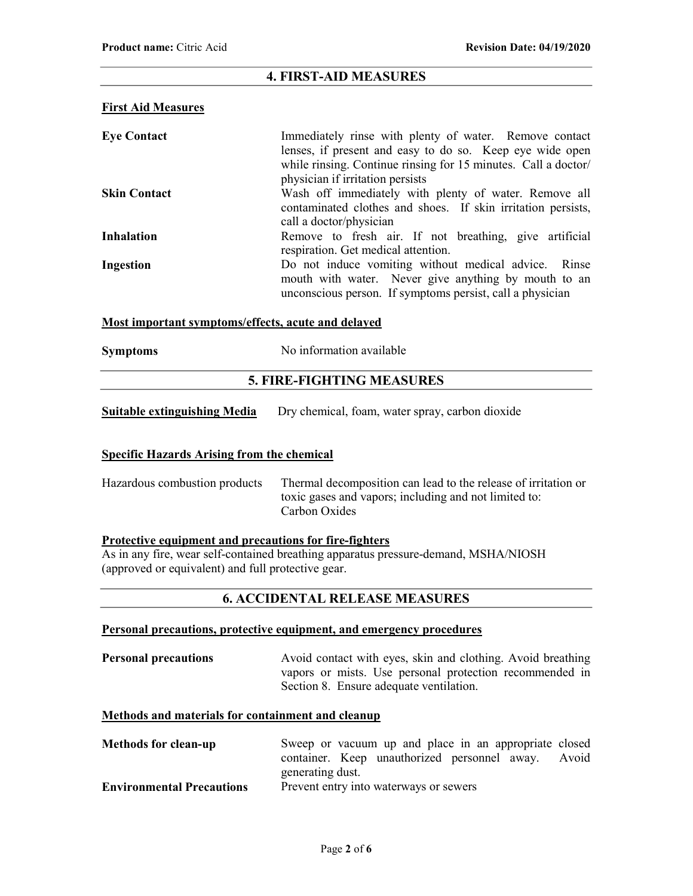## 4. FIRST-AID MEASURES

**First Aid Measures**

| | |
|---|---|
| **Eye Contact** | Immediately rinse with plenty of water. Remove contact lenses, if present and easy to do so. Keep eye wide open while rinsing. Continue rinsing for 15 minutes. Call a doctor/ physician if irritation persists |
| **Skin Contact** | Wash off immediately with plenty of water. Remove all contaminated clothes and shoes. If skin irritation persists, call a doctor/physician |
| **Inhalation** | Remove to fresh air. If not breathing, give artificial respiration. Get medical attention. |
| **Ingestion** | Do not induce vomiting without medical advice. Rinse mouth with water. Never give anything by mouth to an unconscious person. If symptoms persist, call a physician |

**Most important symptoms/effects, acute and delayed**

| | |
|---|---|
| **Symptoms** | No information available |

## 5. FIRE-FIGHTING MEASURES

**Suitable extinguishing Media** Dry chemical, foam, water spray, carbon dioxide

**Specific Hazards Arising from the chemical**

| | |
|---|---|
| Hazardous combustion products | Thermal decomposition can lead to the release of irritation or toxic gases and vapors; including and not limited to: Carbon Oxides |

**Protective equipment and precautions for fire-fighters**

As in any fire, wear self-contained breathing apparatus pressure-demand, MSHA/NIOSH (approved or equivalent) and full protective gear.

## 6. ACCIDENTAL RELEASE MEASURES

**Personal precautions, protective equipment, and emergency procedures**

| | |
|---|---|
| **Personal precautions** | Avoid contact with eyes, skin and clothing. Avoid breathing vapors or mists. Use personal protection recommended in Section 8. Ensure adequate ventilation. |

**Methods and materials for containment and cleanup**

| | |
|---|---|
| **Methods for clean-up** | Sweep or vacuum up and place in an appropriate closed container. Keep unauthorized personnel away. Avoid generating dust. |
| **Environmental Precautions** | Prevent entry into waterways or sewers |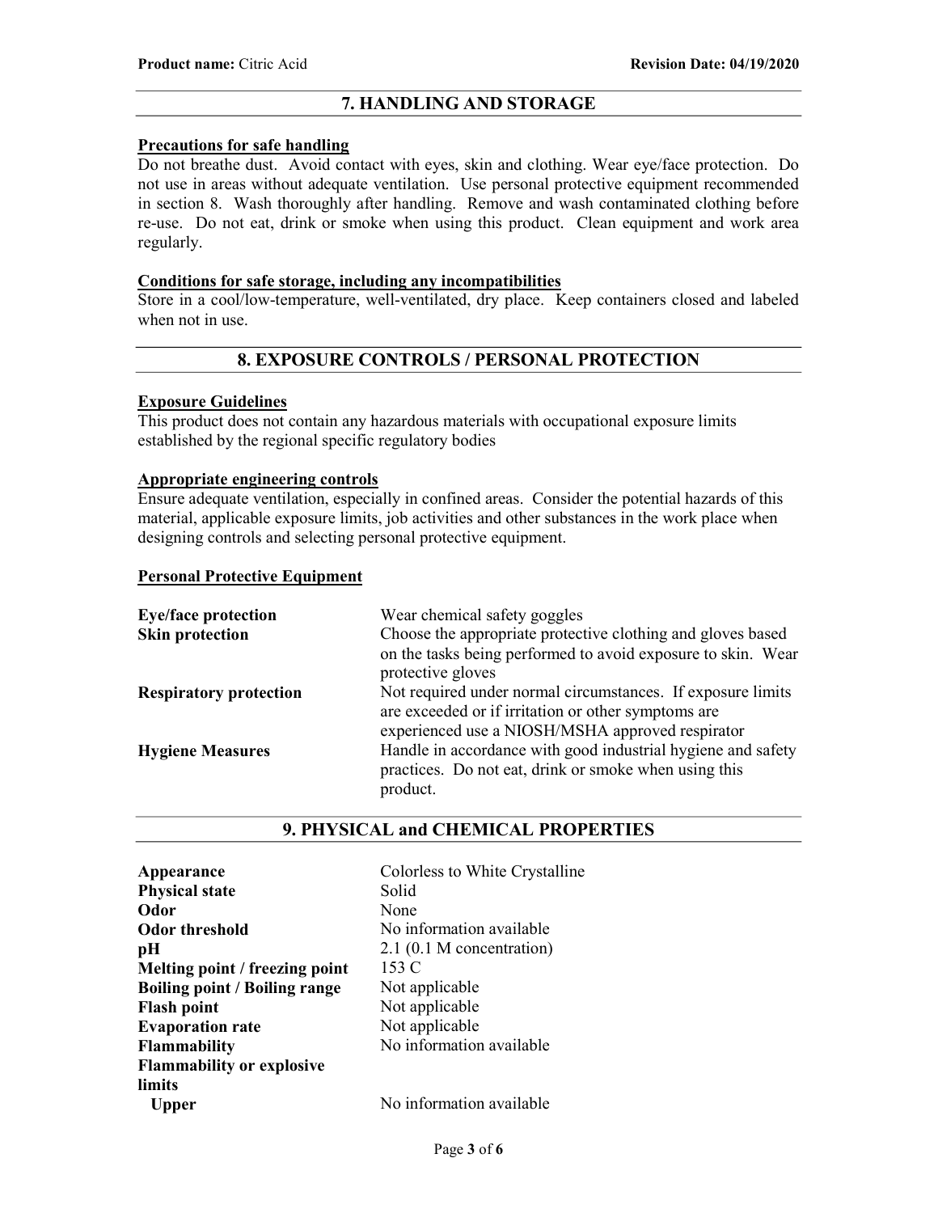## 7. HANDLING AND STORAGE

**Precautions for safe handling**

Do not breathe dust. Avoid contact with eyes, skin and clothing. Wear eye/face protection. Do not use in areas without adequate ventilation. Use personal protective equipment recommended in section 8. Wash thoroughly after handling. Remove and wash contaminated clothing before re-use. Do not eat, drink or smoke when using this product. Clean equipment and work area regularly.

**Conditions for safe storage, including any incompatibilities**

Store in a cool/low-temperature, well-ventilated, dry place. Keep containers closed and labeled when not in use.

## 8. EXPOSURE CONTROLS / PERSONAL PROTECTION

**Exposure Guidelines**

This product does not contain any hazardous materials with occupational exposure limits established by the regional specific regulatory bodies

**Appropriate engineering controls**

Ensure adequate ventilation, especially in confined areas. Consider the potential hazards of this material, applicable exposure limits, job activities and other substances in the work place when designing controls and selecting personal protective equipment.

**Personal Protective Equipment**

| | |
|---|---|
| **Eye/face protection** | Wear chemical safety goggles |
| **Skin protection** | Choose the appropriate protective clothing and gloves based on the tasks being performed to avoid exposure to skin. Wear protective gloves |
| **Respiratory protection** | Not required under normal circumstances. If exposure limits are exceeded or if irritation or other symptoms are experienced use a NIOSH/MSHA approved respirator |
| **Hygiene Measures** | Handle in accordance with good industrial hygiene and safety practices. Do not eat, drink or smoke when using this product. |

## 9. PHYSICAL and CHEMICAL PROPERTIES

| | |
|---|---|
| **Appearance** | Colorless to White Crystalline |
| **Physical state** | Solid |
| **Odor** | None |
| **Odor threshold** | No information available |
| **pH** | 2.1 (0.1 M concentration) |
| **Melting point / freezing point** | 153 C |
| **Boiling point / Boiling range** | Not applicable |
| **Flash point** | Not applicable |
| **Evaporation rate** | Not applicable |
| **Flammability** | No information available |
| **Flammability or explosive limits** | |
| **Upper** | No information available |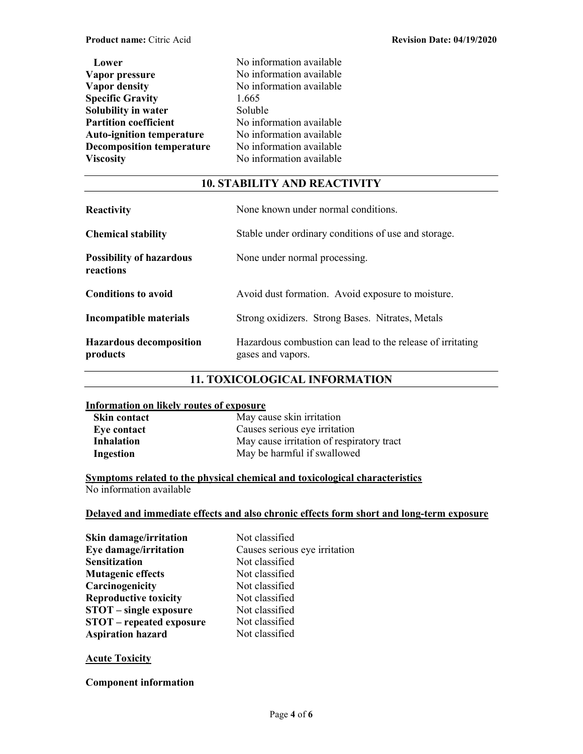| | |
|---|---|
| **Lower** | No information available |
| **Vapor pressure** | No information available |
| **Vapor density** | No information available |
| **Specific Gravity** | 1.665 |
| **Solubility in water** | Soluble |
| **Partition coefficient** | No information available |
| **Auto-ignition temperature** | No information available |
| **Decomposition temperature** | No information available |
| **Viscosity** | No information available |

## 10. STABILITY AND REACTIVITY

| | |
|---|---|
| **Reactivity** | None known under normal conditions. |
| **Chemical stability** | Stable under ordinary conditions of use and storage. |
| **Possibility of hazardous reactions** | None under normal processing. |
| **Conditions to avoid** | Avoid dust formation. Avoid exposure to moisture. |
| **Incompatible materials** | Strong oxidizers. Strong Bases. Nitrates, Metals |
| **Hazardous decomposition products** | Hazardous combustion can lead to the release of irritating gases and vapors. |

## 11. TOXICOLOGICAL INFORMATION

**Information on likely routes of exposure**

| | |
|---|---|
| **Skin contact** | May cause skin irritation |
| **Eye contact** | Causes serious eye irritation |
| **Inhalation** | May cause irritation of respiratory tract |
| **Ingestion** | May be harmful if swallowed |

**Symptoms related to the physical chemical and toxicological characteristics**

No information available

**Delayed and immediate effects and also chronic effects form short and long-term exposure**

| | |
|---|---|
| **Skin damage/irritation** | Not classified |
| **Eye damage/irritation** | Causes serious eye irritation |
| **Sensitization** | Not classified |
| **Mutagenic effects** | Not classified |
| **Carcinogenicity** | Not classified |
| **Reproductive toxicity** | Not classified |
| **STOT – single exposure** | Not classified |
| **STOT – repeated exposure** | Not classified |
| **Aspiration hazard** | Not classified |

**Acute Toxicity**

**Component information**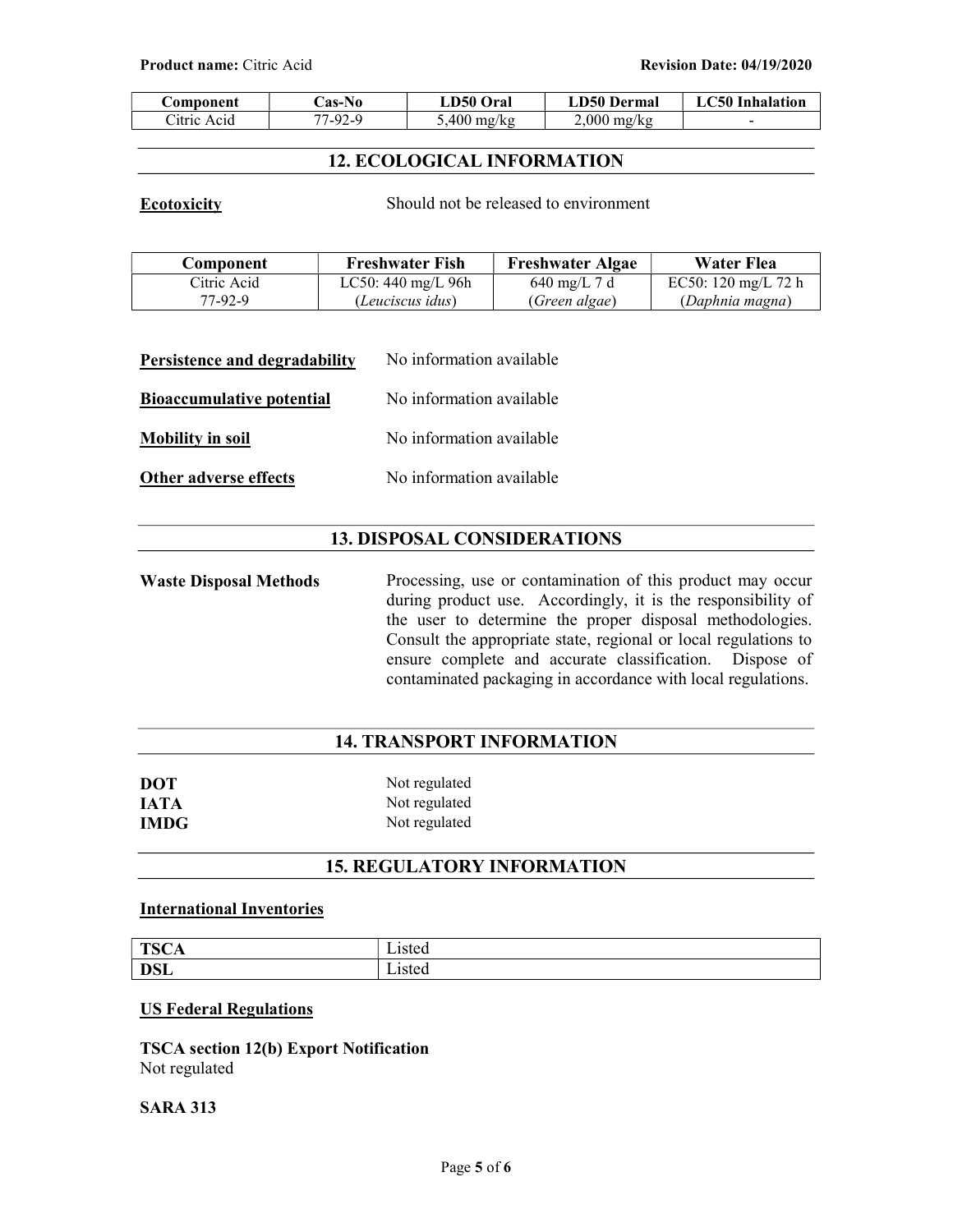| Component | Cas-No | LD50 Oral | LD50 Dermal | LC50 Inhalation |
|---|---|---|---|---|
| Citric Acid | 77-92-9 | 5,400 mg/kg | 2,000 mg/kg | - |

## 12. ECOLOGICAL INFORMATION

**Ecotoxicity** Should not be released to environment

| Component | Freshwater Fish | Freshwater Algae | Water Flea |
|---|---|---|---|
| Citric Acid 77-92-9 | LC50: 440 mg/L 96h (*Leuciscus idus*) | 640 mg/L 7 d (*Green algae*) | EC50: 120 mg/L 72 h (*Daphnia magna*) |

**Persistence and degradability** No information available

**Bioaccumulative potential** No information available

**Mobility in soil** No information available

**Other adverse effects** No information available

## 13. DISPOSAL CONSIDERATIONS

**Waste Disposal Methods** Processing, use or contamination of this product may occur during product use. Accordingly, it is the responsibility of the user to determine the proper disposal methodologies. Consult the appropriate state, regional or local regulations to ensure complete and accurate classification. Dispose of contaminated packaging in accordance with local regulations.

## 14. TRANSPORT INFORMATION

**DOT** Not regulated
**IATA** Not regulated
**IMDG** Not regulated

## 15. REGULATORY INFORMATION

**International Inventories**

| | |
|---|---|
| **TSCA** | Listed |
| **DSL** | Listed |

**US Federal Regulations**

**TSCA section 12(b) Export Notification**
Not regulated

**SARA 313**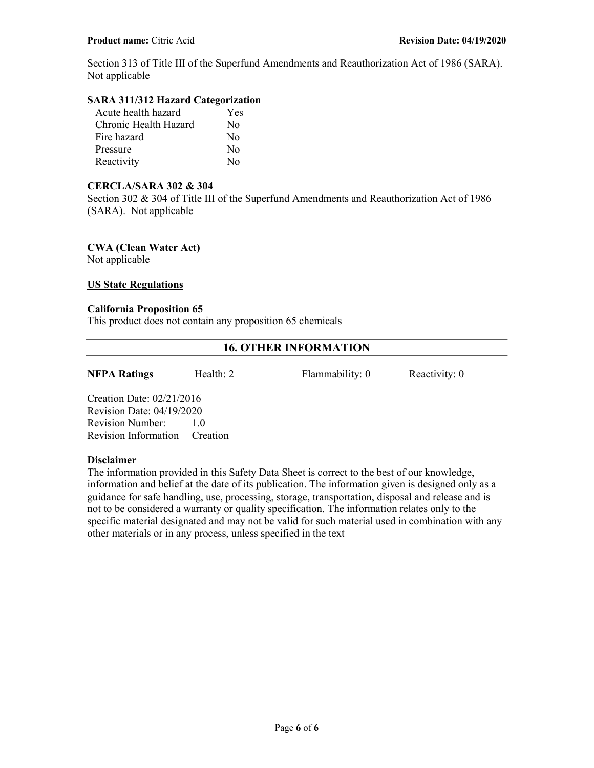Section 313 of Title III of the Superfund Amendments and Reauthorization Act of 1986 (SARA). Not applicable

**SARA 311/312 Hazard Categorization**

| | |
|---|---|
| Acute health hazard | Yes |
| Chronic Health Hazard | No |
| Fire hazard | No |
| Pressure | No |
| Reactivity | No |

**CERCLA/SARA 302 & 304**

Section 302 & 304 of Title III of the Superfund Amendments and Reauthorization Act of 1986 (SARA). Not applicable

**CWA (Clean Water Act)**

Not applicable

**US State Regulations**

**California Proposition 65**

This product does not contain any proposition 65 chemicals

## 16. OTHER INFORMATION

| | | | |
|---|---|---|---|
| **NFPA Ratings** | Health: 2 | Flammability: 0 | Reactivity: 0 |

Creation Date: 02/21/2016
Revision Date: 04/19/2020
Revision Number: 1.0
Revision Information Creation

**Disclaimer**

The information provided in this Safety Data Sheet is correct to the best of our knowledge, information and belief at the date of its publication. The information given is designed only as a guidance for safe handling, use, processing, storage, transportation, disposal and release and is not to be considered a warranty or quality specification. The information relates only to the specific material designated and may not be valid for such material used in combination with any other materials or in any process, unless specified in the text